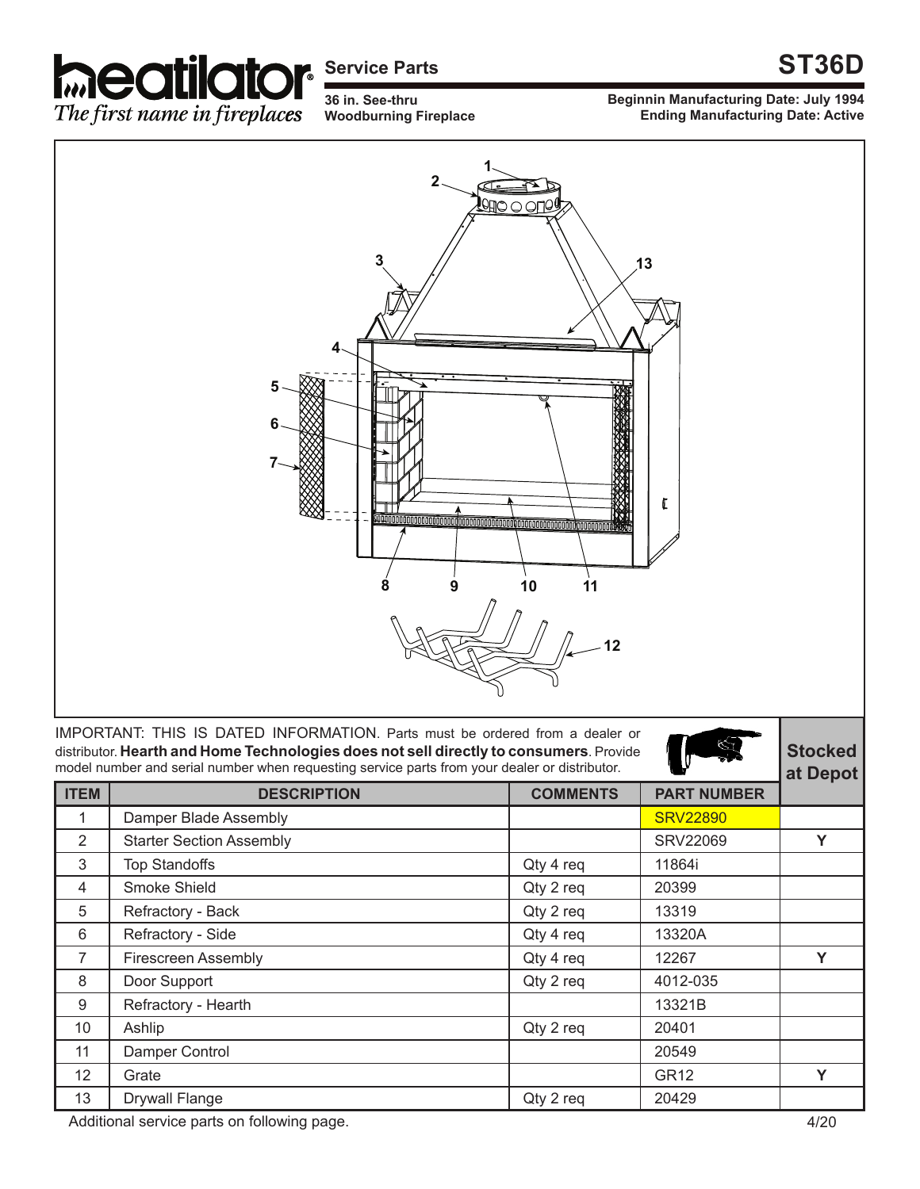# heatilator

*The first name in fireplaces*

## Service Parts

# ST36D

**36 in. See-thru Woodburning Fireplace**

**Beginnin Manufacturing Date: July 1994**
**Ending Manufacturing Date: Active**

IMPORTANT: THIS IS DATED INFORMATION. Parts must be ordered from a dealer or distributor. **Hearth and Home Technologies does not sell directly to consumers**. Provide model number and serial number when requesting service parts from your dealer or distributor.

| ITEM | DESCRIPTION | COMMENTS | PART NUMBER | Stocked at Depot |
|---|---|---|---|---|
| 1 | Damper Blade Assembly | | SRV22890 | |
| 2 | Starter Section Assembly | | SRV22069 | Y |
| 3 | Top Standoffs | Qty 4 req | 11864i | |
| 4 | Smoke Shield | Qty 2 req | 20399 | |
| 5 | Refractory - Back | Qty 2 req | 13319 | |
| 6 | Refractory - Side | Qty 4 req | 13320A | |
| 7 | Firescreen Assembly | Qty 4 req | 12267 | Y |
| 8 | Door Support | Qty 2 req | 4012-035 | |
| 9 | Refractory - Hearth | | 13321B | |
| 10 | Ashlip | Qty 2 req | 20401 | |
| 11 | Damper Control | | 20549 | |
| 12 | Grate | | GR12 | Y |
| 13 | Drywall Flange | Qty 2 req | 20429 | |

Additional service parts on following page.

4/20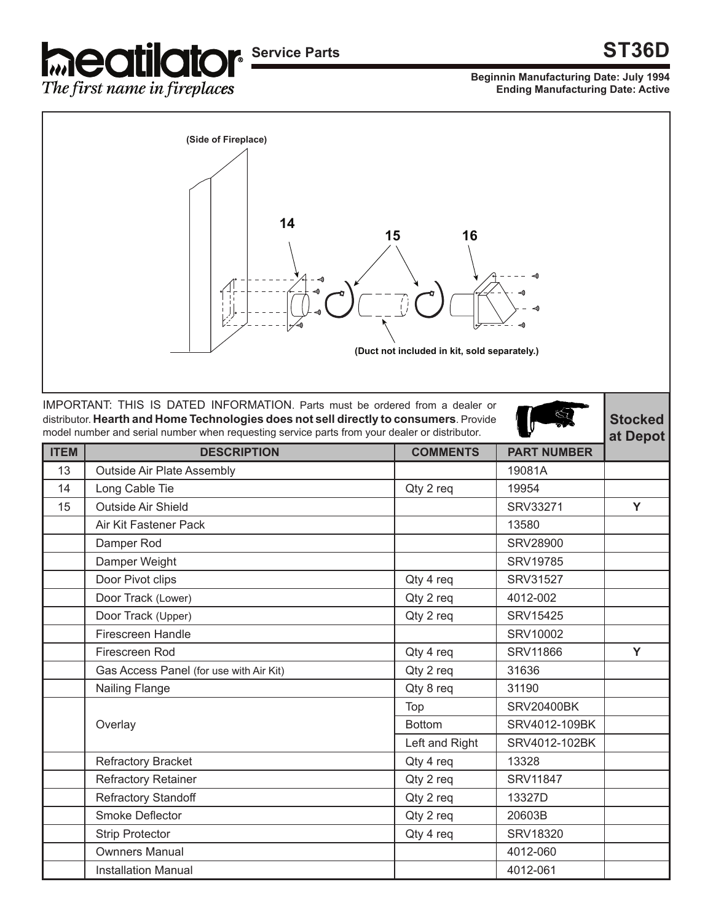**Service Parts** **ST36D**

**Beginnin Manufacturing Date: July 1994**
**Ending Manufacturing Date: Active**

(Side of Fireplace)

14

15

16

(Duct not included in kit, sold separately.)

IMPORTANT: THIS IS DATED INFORMATION. Parts must be ordered from a dealer or distributor. **Hearth and Home Technologies does not sell directly to consumers**. Provide model number and serial number when requesting service parts from your dealer or distributor.

| ITEM | DESCRIPTION | COMMENTS | PART NUMBER | Stocked at Depot |
|---|---|---|---|---|
| 13 | Outside Air Plate Assembly | | 19081A | |
| 14 | Long Cable Tie | Qty 2 req | 19954 | |
| 15 | Outside Air Shield | | SRV33271 | Y |
| | Air Kit Fastener Pack | | 13580 | |
| | Damper Rod | | SRV28900 | |
| | Damper Weight | | SRV19785 | |
| | Door Pivot clips | Qty 4 req | SRV31527 | |
| | Door Track (Lower) | Qty 2 req | 4012-002 | |
| | Door Track (Upper) | Qty 2 req | SRV15425 | |
| | Firescreen Handle | | SRV10002 | |
| | Firescreen Rod | Qty 4 req | SRV11866 | Y |
| | Gas Access Panel (for use with Air Kit) | Qty 2 req | 31636 | |
| | Nailing Flange | Qty 8 req | 31190 | |
| | Overlay | Top | SRV20400BK | |
| | | Bottom | SRV4012-109BK | |
| | | Left and Right | SRV4012-102BK | |
| | Refractory Bracket | Qty 4 req | 13328 | |
| | Refractory Retainer | Qty 2 req | SRV11847 | |
| | Refractory Standoff | Qty 2 req | 13327D | |
| | Smoke Deflector | Qty 2 req | 20603B | |
| | Strip Protector | Qty 4 req | SRV18320 | |
| | Ownners Manual | | 4012-060 | |
| | Installation Manual | | 4012-061 | |